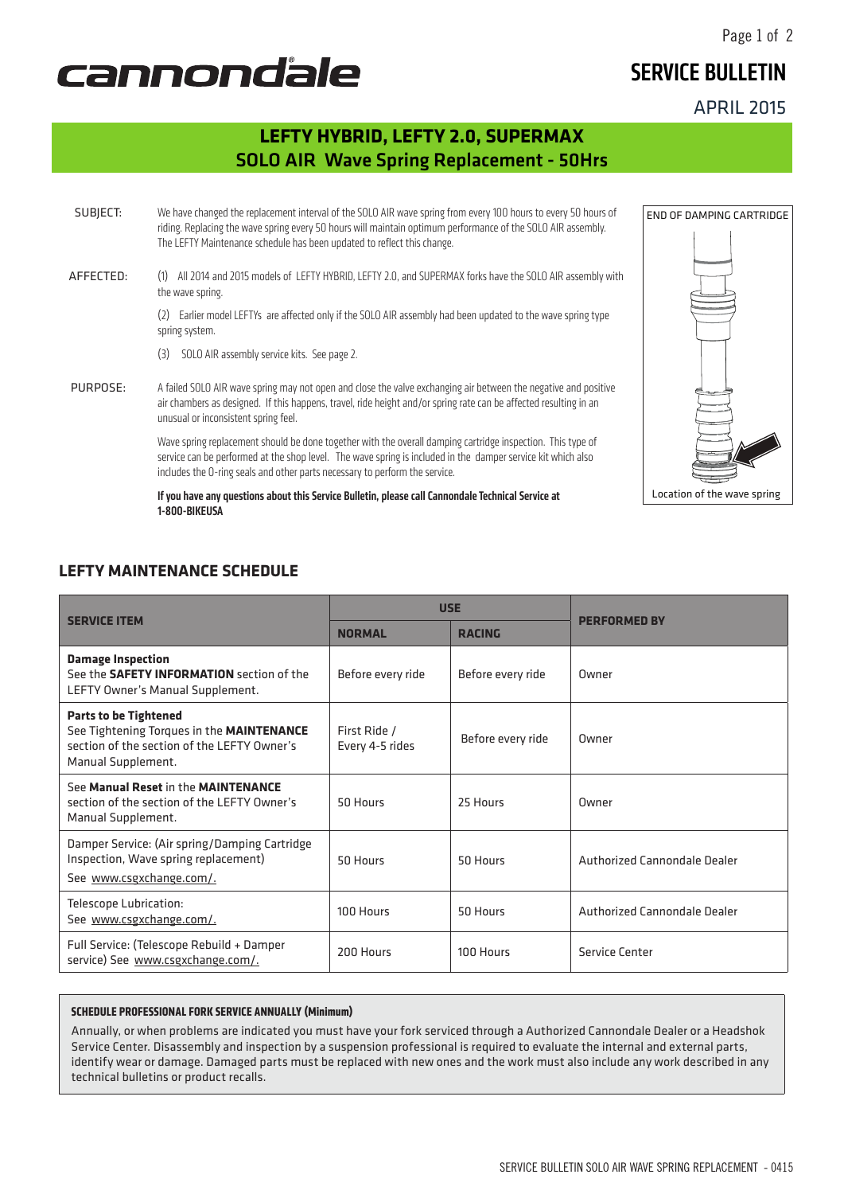# SERVICE BULLETIN

APRIL 2015

## LEFTY HYBRID, LEFTY 2.0, SUPERMAX
## SOLO AIR Wave Spring Replacement - 50Hrs

SUBJECT: We have changed the replacement interval of the SOLO AIR wave spring from every 100 hours to every 50 hours of riding. Replacing the wave spring every 50 hours will maintain optimum performance of the SOLO AIR assembly. The LEFTY Maintenance schedule has been updated to reflect this change.

AFFECTED: (1) All 2014 and 2015 models of LEFTY HYBRID, LEFTY 2.0, and SUPERMAX forks have the SOLO AIR assembly with the wave spring.

(2) Earlier model LEFTYs are affected only if the SOLO AIR assembly had been updated to the wave spring type spring system.

(3) SOLO AIR assembly service kits. See page 2.

PURPOSE: A failed SOLO AIR wave spring may not open and close the valve exchanging air between the negative and positive air chambers as designed. If this happens, travel, ride height and/or spring rate can be affected resulting in an unusual or inconsistent spring feel.

Wave spring replacement should be done together with the overall damping cartridge inspection. This type of service can be performed at the shop level. The wave spring is included in the damper service kit which also includes the O-ring seals and other parts necessary to perform the service.

**If you have any questions about this Service Bulletin, please call Cannondale Technical Service at 1-800-BIKEUSA**

END OF DAMPING CARTRIDGE

Location of the wave spring

## LEFTY MAINTENANCE SCHEDULE

| SERVICE ITEM | USE | | PERFORMED BY |
|---|---|---|---|
| | NORMAL | RACING | |
| **Damage Inspection** See the **SAFETY INFORMATION** section of the LEFTY Owner's Manual Supplement. | Before every ride | Before every ride | Owner |
| **Parts to be Tightened** See Tightening Torques in the **MAINTENANCE** section of the section of the LEFTY Owner's Manual Supplement. | First Ride / Every 4-5 rides | Before every ride | Owner |
| See **Manual Reset** in the **MAINTENANCE** section of the section of the LEFTY Owner's Manual Supplement. | 50 Hours | 25 Hours | Owner |
| Damper Service: (Air spring/Damping Cartridge Inspection, Wave spring replacement) See www.csgxchange.com/. | 50 Hours | 50 Hours | Authorized Cannondale Dealer |
| Telescope Lubrication: See www.csgxchange.com/. | 100 Hours | 50 Hours | Authorized Cannondale Dealer |
| Full Service: (Telescope Rebuild + Damper service) See www.csgxchange.com/. | 200 Hours | 100 Hours | Service Center |

**SCHEDULE PROFESSIONAL FORK SERVICE ANNUALLY (Minimum)**

Annually, or when problems are indicated you must have your fork serviced through a Authorized Cannondale Dealer or a Headshok Service Center. Disassembly and inspection by a suspension professional is required to evaluate the internal and external parts, identify wear or damage. Damaged parts must be replaced with new ones and the work must also include any work described in any technical bulletins or product recalls.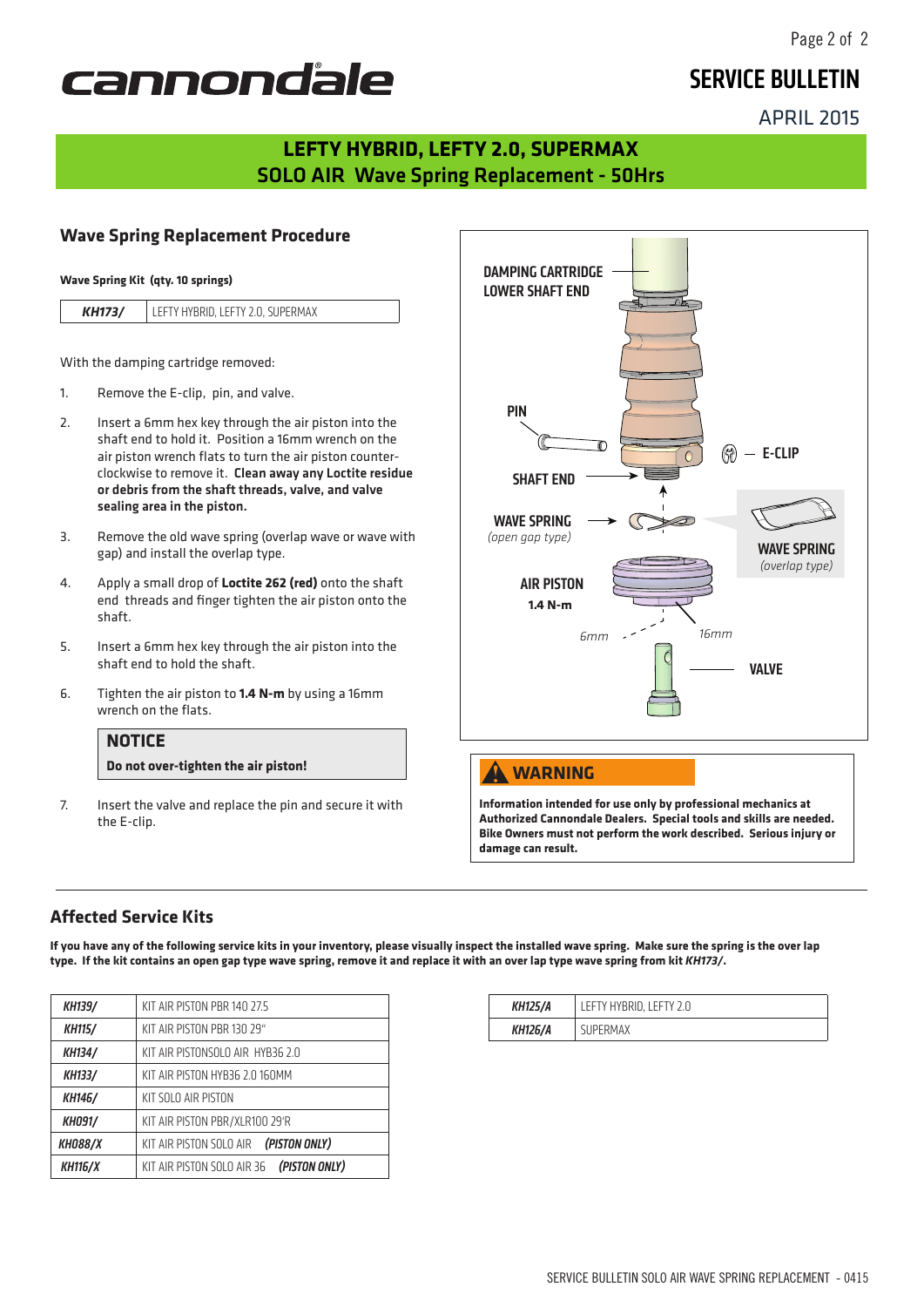cannondale

# SERVICE BULLETIN

APRIL 2015

## LEFTY HYBRID, LEFTY 2.0, SUPERMAX
## SOLO AIR Wave Spring Replacement - 50Hrs

### Wave Spring Replacement Procedure

**Wave Spring Kit (qty. 10 springs)**

| | |
|---|---|
| ***KH173/*** | LEFTY HYBRID, LEFTY 2.0, SUPERMAX |

With the damping cartridge removed:

1. Remove the E-clip, pin, and valve.
2. Insert a 6mm hex key through the air piston into the shaft end to hold it. Position a 16mm wrench on the air piston wrench flats to turn the air piston counter-clockwise to remove it. **Clean away any Loctite residue or debris from the shaft threads, valve, and valve sealing area in the piston.**
3. Remove the old wave spring (overlap wave or wave with gap) and install the overlap type.
4. Apply a small drop of **Loctite 262 (red)** onto the shaft end threads and finger tighten the air piston onto the shaft.
5. Insert a 6mm hex key through the air piston into the shaft end to hold the shaft.
6. Tighten the air piston to **1.4 N-m** by using a 16mm wrench on the flats.

> **NOTICE**
>
> **Do not over-tighten the air piston!**

7. Insert the valve and replace the pin and secure it with the E-clip.

DAMPING CARTRIDGE LOWER SHAFT END

PIN

E-CLIP

SHAFT END

WAVE SPRING
*(open gap type)*

WAVE SPRING
*(overlap type)*

AIR PISTON
**1.4 N-m**

6mm

16mm

VALVE

> **⚠ WARNING**
>
> **Information intended for use only by professional mechanics at Authorized Cannondale Dealers. Special tools and skills are needed. Bike Owners must not perform the work described. Serious injury or damage can result.**

### Affected Service Kits

**If you have any of the following service kits in your inventory, please visually inspect the installed wave spring. Make sure the spring is the over lap type. If the kit contains an open gap type wave spring, remove it and replace it with an over lap type wave spring from kit *KH173/*.**

| | |
|---|---|
| ***KH139/*** | KIT AIR PISTON PBR 140 27.5 |
| ***KH115/*** | KIT AIR PISTON PBR 130 29" |
| ***KH134/*** | KIT AIR PISTONSOLO AIR HYB36 2.0 |
| ***KH133/*** | KIT AIR PISTON HYB36 2.0 160MM |
| ***KH146/*** | KIT SOLO AIR PISTON |
| ***KH091/*** | KIT AIR PISTON PBR/XLR100 29'R |
| ***KH088/X*** | KIT AIR PISTON SOLO AIR ***(PISTON ONLY)*** |
| ***KH116/X*** | KIT AIR PISTON SOLO AIR 36 ***(PISTON ONLY)*** |

| | |
|---|---|
| ***KH125/A*** | LEFTY HYBRID, LEFTY 2.0 |
| ***KH126/A*** | SUPERMAX |

SERVICE BULLETIN SOLO AIR WAVE SPRING REPLACEMENT - 0415